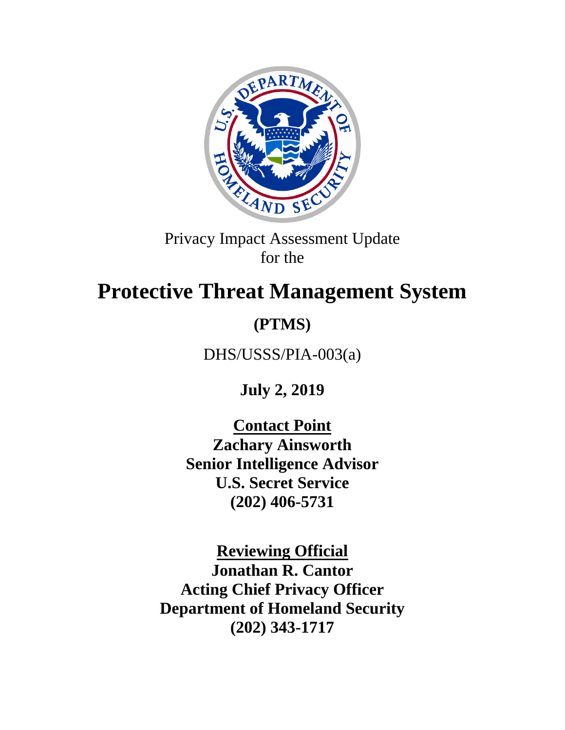Privacy Impact Assessment Update
for the

# Protective Threat Management System

## (PTMS)

DHS/USSS/PIA-003(a)

**July 2, 2019**

**Contact Point**
**Zachary Ainsworth**
**Senior Intelligence Advisor**
**U.S. Secret Service**
**(202) 406-5731**

**Reviewing Official**
**Jonathan R. Cantor**
**Acting Chief Privacy Officer**
**Department of Homeland Security**
**(202) 343-1717**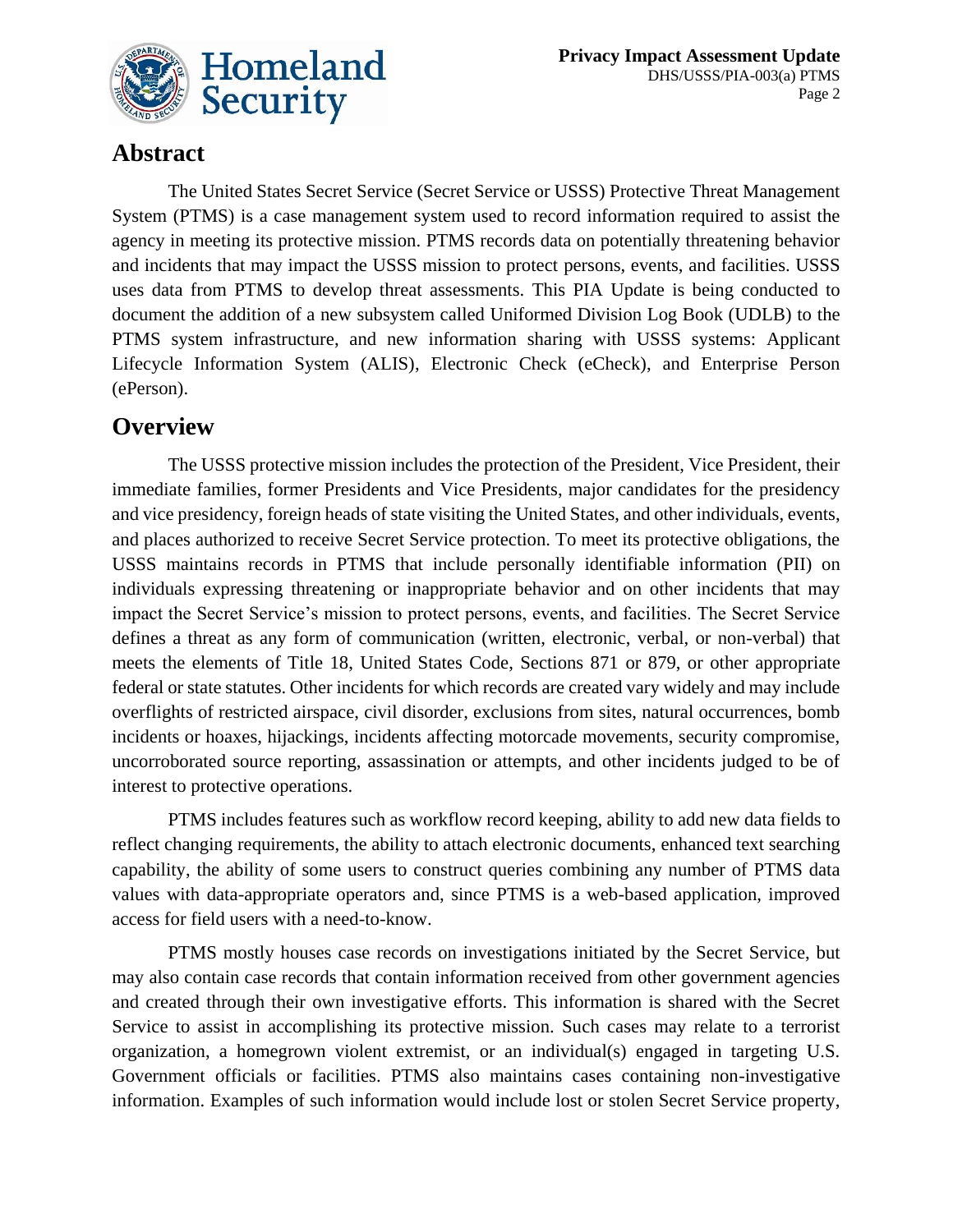## Abstract

The United States Secret Service (Secret Service or USSS) Protective Threat Management System (PTMS) is a case management system used to record information required to assist the agency in meeting its protective mission. PTMS records data on potentially threatening behavior and incidents that may impact the USSS mission to protect persons, events, and facilities. USSS uses data from PTMS to develop threat assessments. This PIA Update is being conducted to document the addition of a new subsystem called Uniformed Division Log Book (UDLB) to the PTMS system infrastructure, and new information sharing with USSS systems: Applicant Lifecycle Information System (ALIS), Electronic Check (eCheck), and Enterprise Person (ePerson).

## Overview

The USSS protective mission includes the protection of the President, Vice President, their immediate families, former Presidents and Vice Presidents, major candidates for the presidency and vice presidency, foreign heads of state visiting the United States, and other individuals, events, and places authorized to receive Secret Service protection. To meet its protective obligations, the USSS maintains records in PTMS that include personally identifiable information (PII) on individuals expressing threatening or inappropriate behavior and on other incidents that may impact the Secret Service's mission to protect persons, events, and facilities. The Secret Service defines a threat as any form of communication (written, electronic, verbal, or non-verbal) that meets the elements of Title 18, United States Code, Sections 871 or 879, or other appropriate federal or state statutes. Other incidents for which records are created vary widely and may include overflights of restricted airspace, civil disorder, exclusions from sites, natural occurrences, bomb incidents or hoaxes, hijackings, incidents affecting motorcade movements, security compromise, uncorroborated source reporting, assassination or attempts, and other incidents judged to be of interest to protective operations.

PTMS includes features such as workflow record keeping, ability to add new data fields to reflect changing requirements, the ability to attach electronic documents, enhanced text searching capability, the ability of some users to construct queries combining any number of PTMS data values with data-appropriate operators and, since PTMS is a web-based application, improved access for field users with a need-to-know.

PTMS mostly houses case records on investigations initiated by the Secret Service, but may also contain case records that contain information received from other government agencies and created through their own investigative efforts. This information is shared with the Secret Service to assist in accomplishing its protective mission. Such cases may relate to a terrorist organization, a homegrown violent extremist, or an individual(s) engaged in targeting U.S. Government officials or facilities. PTMS also maintains cases containing non-investigative information. Examples of such information would include lost or stolen Secret Service property,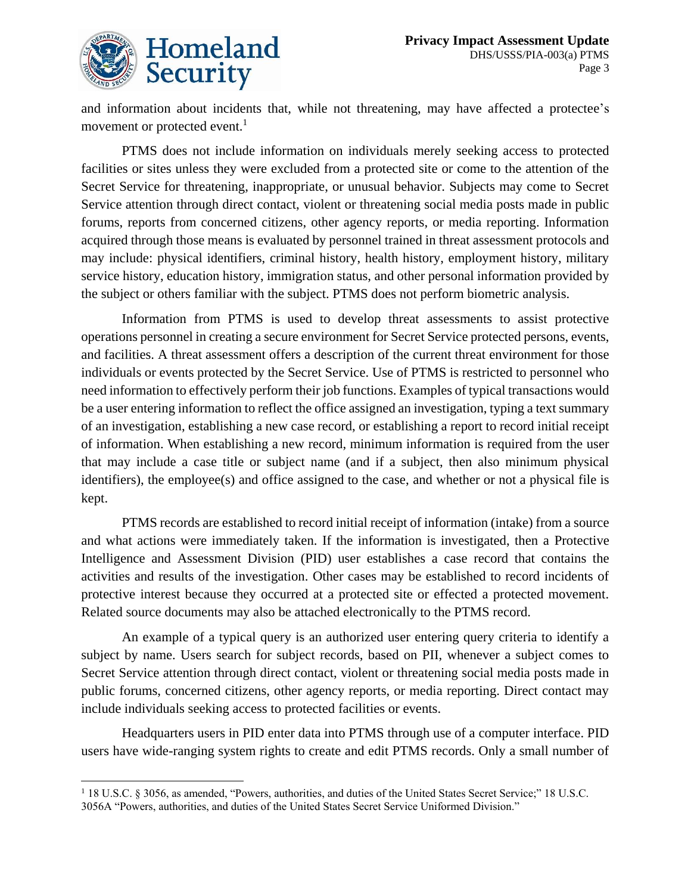and information about incidents that, while not threatening, may have affected a protectee's movement or protected event.[1]

PTMS does not include information on individuals merely seeking access to protected facilities or sites unless they were excluded from a protected site or come to the attention of the Secret Service for threatening, inappropriate, or unusual behavior. Subjects may come to Secret Service attention through direct contact, violent or threatening social media posts made in public forums, reports from concerned citizens, other agency reports, or media reporting. Information acquired through those means is evaluated by personnel trained in threat assessment protocols and may include: physical identifiers, criminal history, health history, employment history, military service history, education history, immigration status, and other personal information provided by the subject or others familiar with the subject. PTMS does not perform biometric analysis.

Information from PTMS is used to develop threat assessments to assist protective operations personnel in creating a secure environment for Secret Service protected persons, events, and facilities. A threat assessment offers a description of the current threat environment for those individuals or events protected by the Secret Service. Use of PTMS is restricted to personnel who need information to effectively perform their job functions. Examples of typical transactions would be a user entering information to reflect the office assigned an investigation, typing a text summary of an investigation, establishing a new case record, or establishing a report to record initial receipt of information. When establishing a new record, minimum information is required from the user that may include a case title or subject name (and if a subject, then also minimum physical identifiers), the employee(s) and office assigned to the case, and whether or not a physical file is kept.

PTMS records are established to record initial receipt of information (intake) from a source and what actions were immediately taken. If the information is investigated, then a Protective Intelligence and Assessment Division (PID) user establishes a case record that contains the activities and results of the investigation. Other cases may be established to record incidents of protective interest because they occurred at a protected site or effected a protected movement. Related source documents may also be attached electronically to the PTMS record.

An example of a typical query is an authorized user entering query criteria to identify a subject by name. Users search for subject records, based on PII, whenever a subject comes to Secret Service attention through direct contact, violent or threatening social media posts made in public forums, concerned citizens, other agency reports, or media reporting. Direct contact may include individuals seeking access to protected facilities or events.

Headquarters users in PID enter data into PTMS through use of a computer interface. PID users have wide-ranging system rights to create and edit PTMS records. Only a small number of

---

[1] 18 U.S.C. § 3056, as amended, "Powers, authorities, and duties of the United States Secret Service;" 18 U.S.C. 3056A "Powers, authorities, and duties of the United States Secret Service Uniformed Division."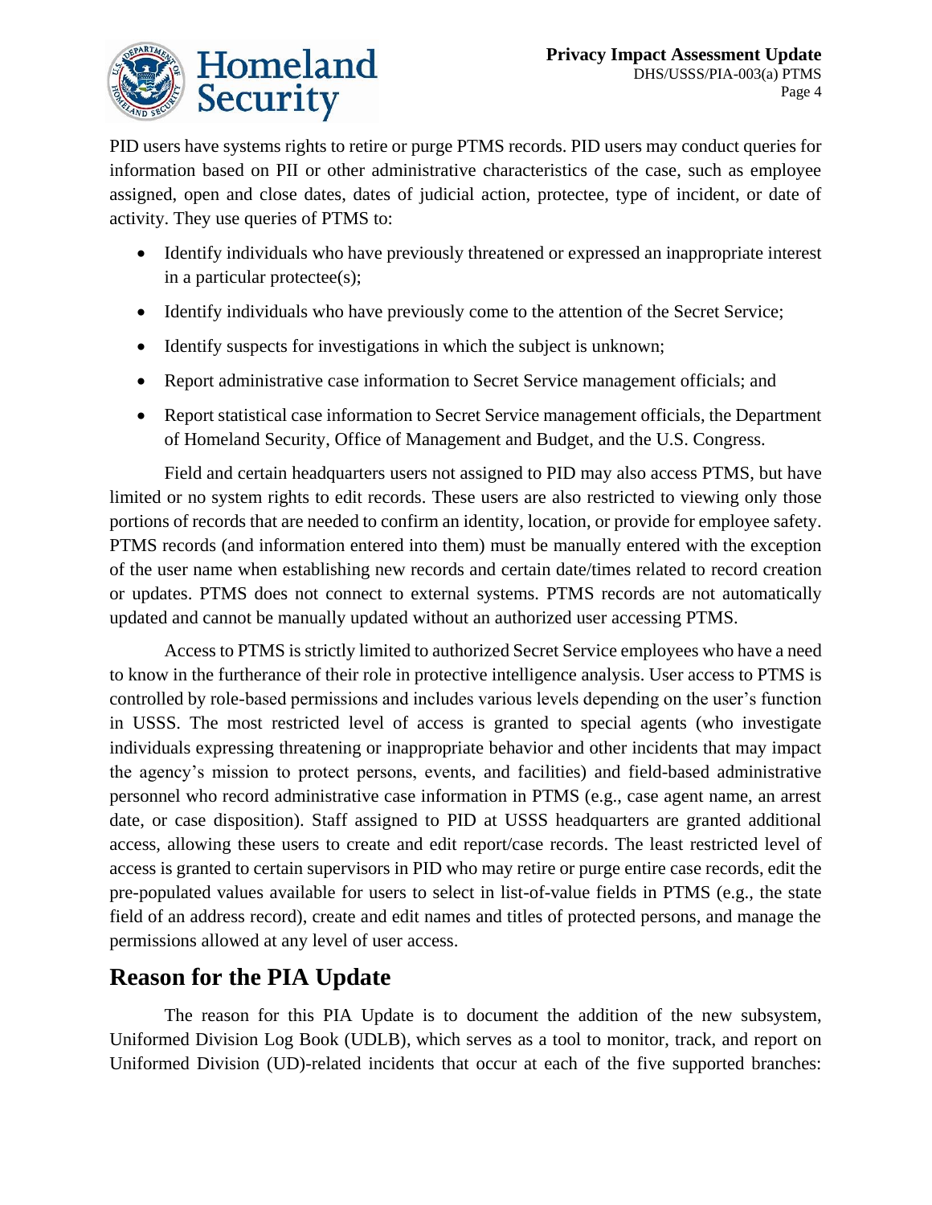PID users have systems rights to retire or purge PTMS records. PID users may conduct queries for information based on PII or other administrative characteristics of the case, such as employee assigned, open and close dates, dates of judicial action, protectee, type of incident, or date of activity. They use queries of PTMS to:

- Identify individuals who have previously threatened or expressed an inappropriate interest in a particular protectee(s);
- Identify individuals who have previously come to the attention of the Secret Service;
- Identify suspects for investigations in which the subject is unknown;
- Report administrative case information to Secret Service management officials; and
- Report statistical case information to Secret Service management officials, the Department of Homeland Security, Office of Management and Budget, and the U.S. Congress.

Field and certain headquarters users not assigned to PID may also access PTMS, but have limited or no system rights to edit records. These users are also restricted to viewing only those portions of records that are needed to confirm an identity, location, or provide for employee safety. PTMS records (and information entered into them) must be manually entered with the exception of the user name when establishing new records and certain date/times related to record creation or updates. PTMS does not connect to external systems. PTMS records are not automatically updated and cannot be manually updated without an authorized user accessing PTMS.

Access to PTMS is strictly limited to authorized Secret Service employees who have a need to know in the furtherance of their role in protective intelligence analysis. User access to PTMS is controlled by role-based permissions and includes various levels depending on the user's function in USSS. The most restricted level of access is granted to special agents (who investigate individuals expressing threatening or inappropriate behavior and other incidents that may impact the agency's mission to protect persons, events, and facilities) and field-based administrative personnel who record administrative case information in PTMS (e.g., case agent name, an arrest date, or case disposition). Staff assigned to PID at USSS headquarters are granted additional access, allowing these users to create and edit report/case records. The least restricted level of access is granted to certain supervisors in PID who may retire or purge entire case records, edit the pre-populated values available for users to select in list-of-value fields in PTMS (e.g., the state field of an address record), create and edit names and titles of protected persons, and manage the permissions allowed at any level of user access.

## Reason for the PIA Update

The reason for this PIA Update is to document the addition of the new subsystem, Uniformed Division Log Book (UDLB), which serves as a tool to monitor, track, and report on Uniformed Division (UD)-related incidents that occur at each of the five supported branches: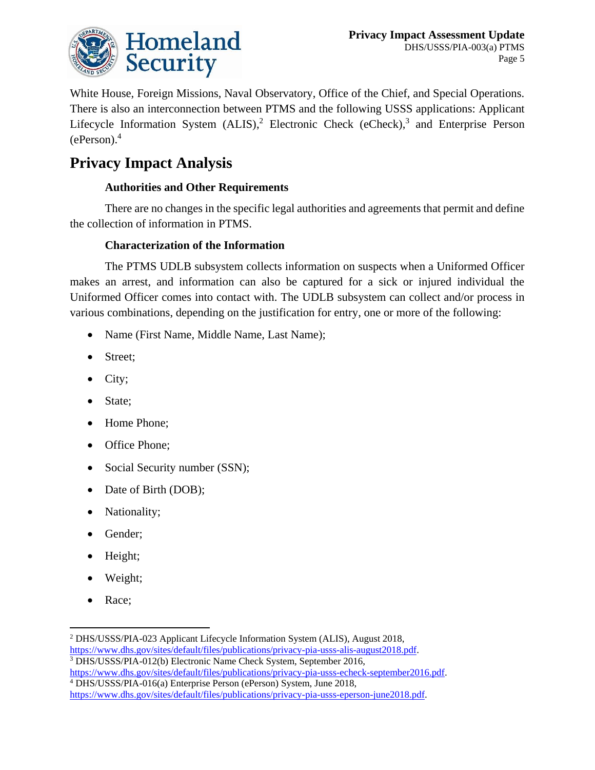White House, Foreign Missions, Naval Observatory, Office of the Chief, and Special Operations. There is also an interconnection between PTMS and the following USSS applications: Applicant Lifecycle Information System (ALIS),[2] Electronic Check (eCheck),[3] and Enterprise Person (ePerson).[4]

# Privacy Impact Analysis

### Authorities and Other Requirements

There are no changes in the specific legal authorities and agreements that permit and define the collection of information in PTMS.

### Characterization of the Information

The PTMS UDLB subsystem collects information on suspects when a Uniformed Officer makes an arrest, and information can also be captured for a sick or injured individual the Uniformed Officer comes into contact with. The UDLB subsystem can collect and/or process in various combinations, depending on the justification for entry, one or more of the following:

- Name (First Name, Middle Name, Last Name);
- Street;
- City;
- State;
- Home Phone;
- Office Phone;
- Social Security number (SSN);
- Date of Birth (DOB);
- Nationality;
- Gender;
- Height;
- Weight;
- Race;

---

[2] DHS/USSS/PIA-023 Applicant Lifecycle Information System (ALIS), August 2018, https://www.dhs.gov/sites/default/files/publications/privacy-pia-usss-alis-august2018.pdf.

[3] DHS/USSS/PIA-012(b) Electronic Name Check System, September 2016, https://www.dhs.gov/sites/default/files/publications/privacy-pia-usss-echeck-september2016.pdf.

[4] DHS/USSS/PIA-016(a) Enterprise Person (ePerson) System, June 2018, https://www.dhs.gov/sites/default/files/publications/privacy-pia-usss-eperson-june2018.pdf.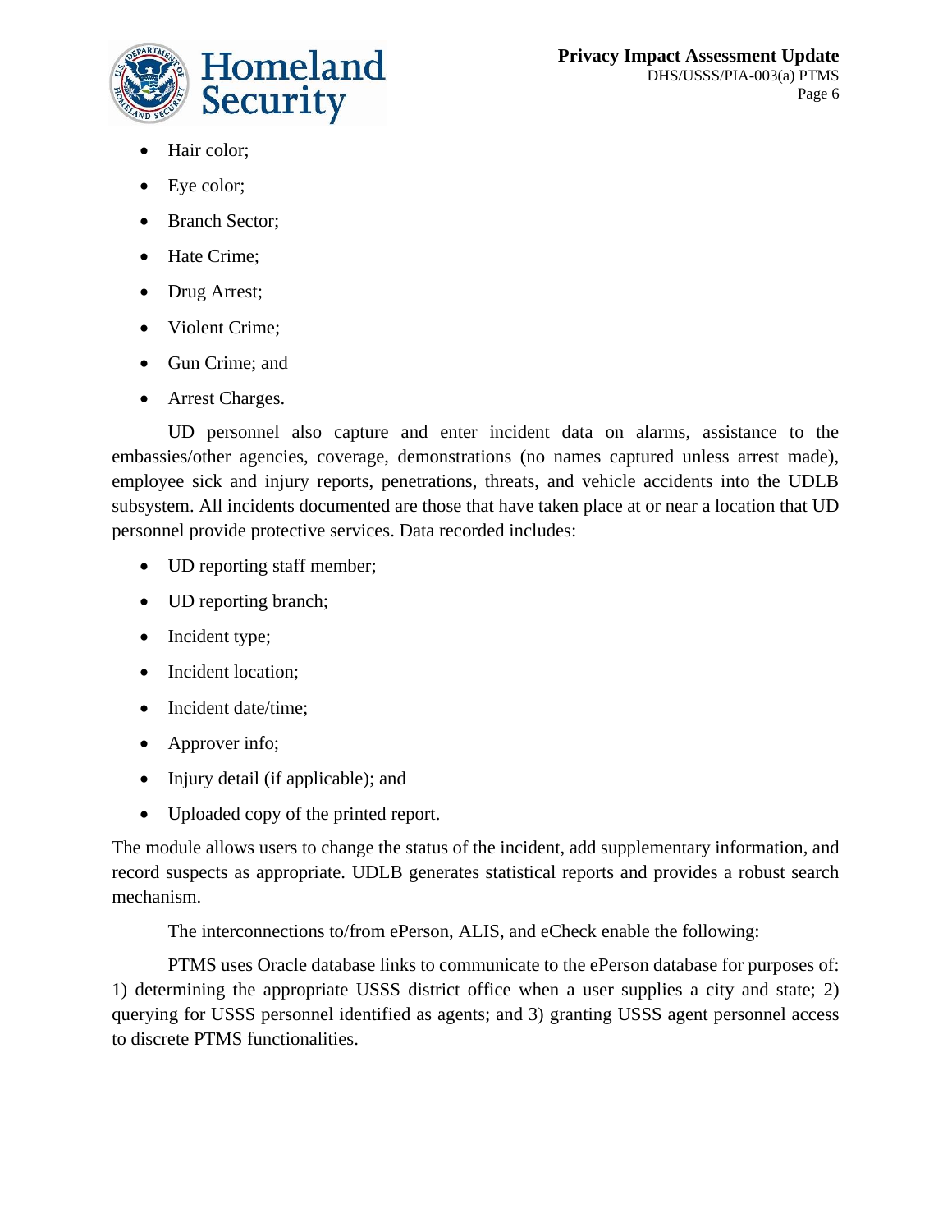- Hair color;
- Eye color;
- Branch Sector;
- Hate Crime;
- Drug Arrest;
- Violent Crime;
- Gun Crime; and
- Arrest Charges.

UD personnel also capture and enter incident data on alarms, assistance to the embassies/other agencies, coverage, demonstrations (no names captured unless arrest made), employee sick and injury reports, penetrations, threats, and vehicle accidents into the UDLB subsystem. All incidents documented are those that have taken place at or near a location that UD personnel provide protective services. Data recorded includes:

- UD reporting staff member;
- UD reporting branch;
- Incident type;
- Incident location;
- Incident date/time;
- Approver info;
- Injury detail (if applicable); and
- Uploaded copy of the printed report.

The module allows users to change the status of the incident, add supplementary information, and record suspects as appropriate. UDLB generates statistical reports and provides a robust search mechanism.

The interconnections to/from ePerson, ALIS, and eCheck enable the following:

PTMS uses Oracle database links to communicate to the ePerson database for purposes of: 1) determining the appropriate USSS district office when a user supplies a city and state; 2) querying for USSS personnel identified as agents; and 3) granting USSS agent personnel access to discrete PTMS functionalities.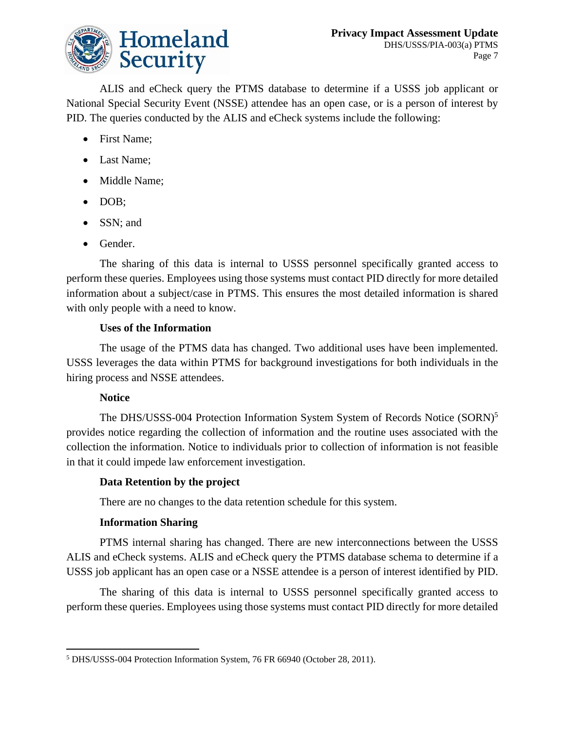ALIS and eCheck query the PTMS database to determine if a USSS job applicant or National Special Security Event (NSSE) attendee has an open case, or is a person of interest by PID. The queries conducted by the ALIS and eCheck systems include the following:

- First Name;
- Last Name;
- Middle Name;
- DOB;
- SSN; and
- Gender.

The sharing of this data is internal to USSS personnel specifically granted access to perform these queries. Employees using those systems must contact PID directly for more detailed information about a subject/case in PTMS. This ensures the most detailed information is shared with only people with a need to know.

**Uses of the Information**

The usage of the PTMS data has changed. Two additional uses have been implemented. USSS leverages the data within PTMS for background investigations for both individuals in the hiring process and NSSE attendees.

**Notice**

The DHS/USSS-004 Protection Information System System of Records Notice (SORN)[5] provides notice regarding the collection of information and the routine uses associated with the collection the information. Notice to individuals prior to collection of information is not feasible in that it could impede law enforcement investigation.

**Data Retention by the project**

There are no changes to the data retention schedule for this system.

**Information Sharing**

PTMS internal sharing has changed. There are new interconnections between the USSS ALIS and eCheck systems. ALIS and eCheck query the PTMS database schema to determine if a USSS job applicant has an open case or a NSSE attendee is a person of interest identified by PID.

The sharing of this data is internal to USSS personnel specifically granted access to perform these queries. Employees using those systems must contact PID directly for more detailed

[5] DHS/USSS-004 Protection Information System, 76 FR 66940 (October 28, 2011).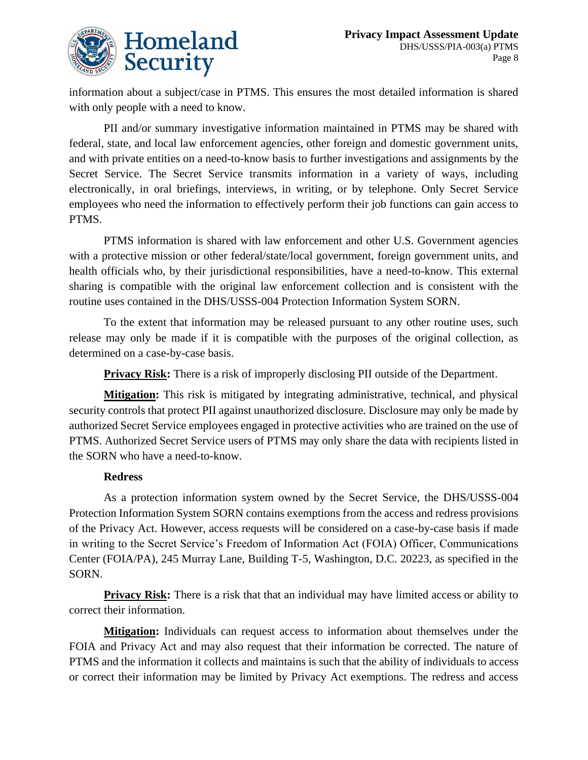information about a subject/case in PTMS. This ensures the most detailed information is shared with only people with a need to know.

PII and/or summary investigative information maintained in PTMS may be shared with federal, state, and local law enforcement agencies, other foreign and domestic government units, and with private entities on a need-to-know basis to further investigations and assignments by the Secret Service. The Secret Service transmits information in a variety of ways, including electronically, in oral briefings, interviews, in writing, or by telephone. Only Secret Service employees who need the information to effectively perform their job functions can gain access to PTMS.

PTMS information is shared with law enforcement and other U.S. Government agencies with a protective mission or other federal/state/local government, foreign government units, and health officials who, by their jurisdictional responsibilities, have a need-to-know. This external sharing is compatible with the original law enforcement collection and is consistent with the routine uses contained in the DHS/USSS-004 Protection Information System SORN.

To the extent that information may be released pursuant to any other routine uses, such release may only be made if it is compatible with the purposes of the original collection, as determined on a case-by-case basis.

**Privacy Risk:** There is a risk of improperly disclosing PII outside of the Department.

**Mitigation:** This risk is mitigated by integrating administrative, technical, and physical security controls that protect PII against unauthorized disclosure. Disclosure may only be made by authorized Secret Service employees engaged in protective activities who are trained on the use of PTMS. Authorized Secret Service users of PTMS may only share the data with recipients listed in the SORN who have a need-to-know.

**Redress**

As a protection information system owned by the Secret Service, the DHS/USSS-004 Protection Information System SORN contains exemptions from the access and redress provisions of the Privacy Act. However, access requests will be considered on a case-by-case basis if made in writing to the Secret Service's Freedom of Information Act (FOIA) Officer, Communications Center (FOIA/PA), 245 Murray Lane, Building T-5, Washington, D.C. 20223, as specified in the SORN.

**Privacy Risk:** There is a risk that that an individual may have limited access or ability to correct their information.

**Mitigation:** Individuals can request access to information about themselves under the FOIA and Privacy Act and may also request that their information be corrected. The nature of PTMS and the information it collects and maintains is such that the ability of individuals to access or correct their information may be limited by Privacy Act exemptions. The redress and access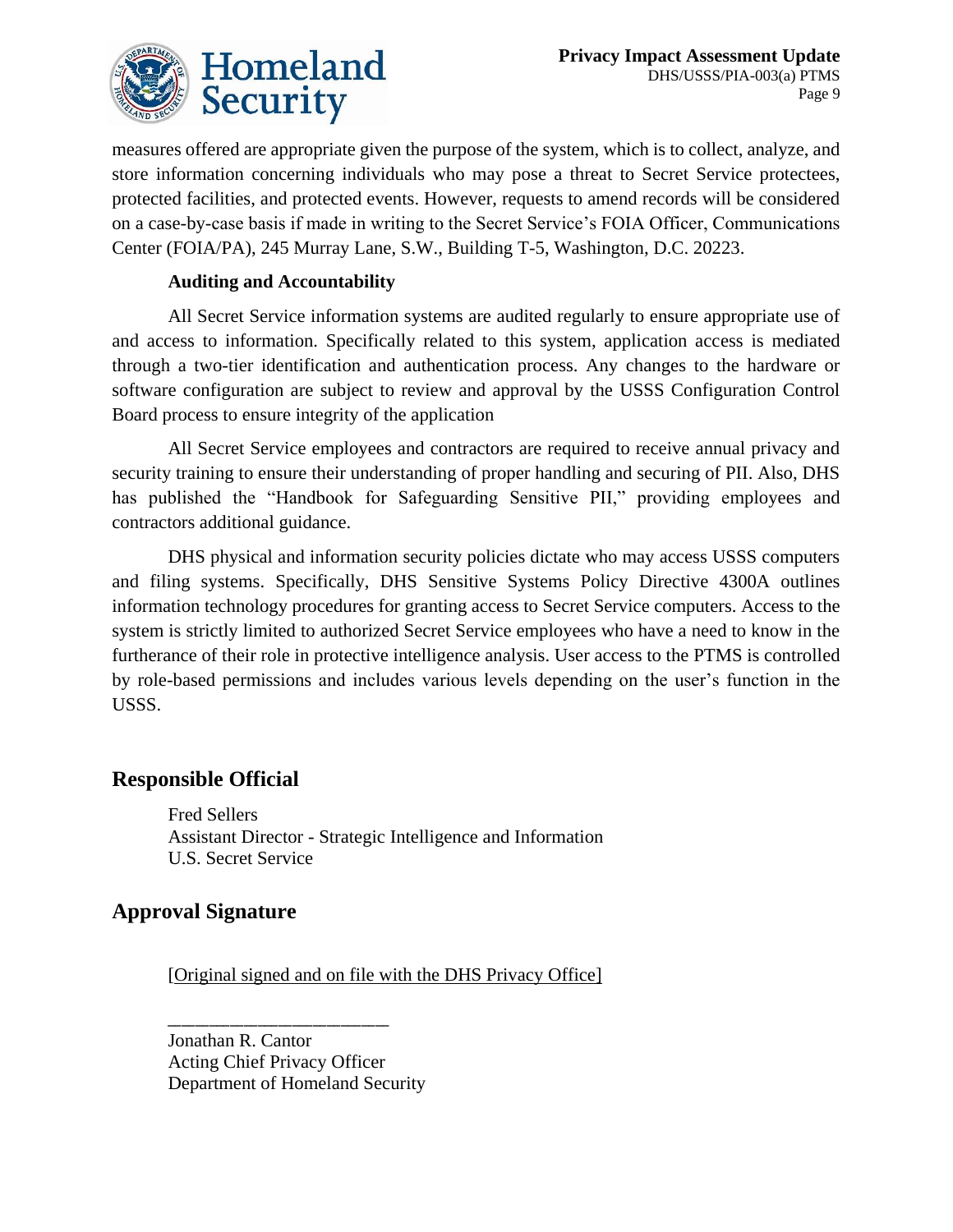measures offered are appropriate given the purpose of the system, which is to collect, analyze, and store information concerning individuals who may pose a threat to Secret Service protectees, protected facilities, and protected events. However, requests to amend records will be considered on a case-by-case basis if made in writing to the Secret Service's FOIA Officer, Communications Center (FOIA/PA), 245 Murray Lane, S.W., Building T-5, Washington, D.C. 20223.

**Auditing and Accountability**

All Secret Service information systems are audited regularly to ensure appropriate use of and access to information. Specifically related to this system, application access is mediated through a two-tier identification and authentication process. Any changes to the hardware or software configuration are subject to review and approval by the USSS Configuration Control Board process to ensure integrity of the application

All Secret Service employees and contractors are required to receive annual privacy and security training to ensure their understanding of proper handling and securing of PII. Also, DHS has published the "Handbook for Safeguarding Sensitive PII," providing employees and contractors additional guidance.

DHS physical and information security policies dictate who may access USSS computers and filing systems. Specifically, DHS Sensitive Systems Policy Directive 4300A outlines information technology procedures for granting access to Secret Service computers. Access to the system is strictly limited to authorized Secret Service employees who have a need to know in the furtherance of their role in protective intelligence analysis. User access to the PTMS is controlled by role-based permissions and includes various levels depending on the user's function in the USSS.

## Responsible Official

Fred Sellers
Assistant Director - Strategic Intelligence and Information
U.S. Secret Service

## Approval Signature

[Original signed and on file with the DHS Privacy Office]

\_\_\_\_\_\_\_\_\_\_\_\_\_\_\_\_\_\_\_\_\_\_\_

Jonathan R. Cantor
Acting Chief Privacy Officer
Department of Homeland Security